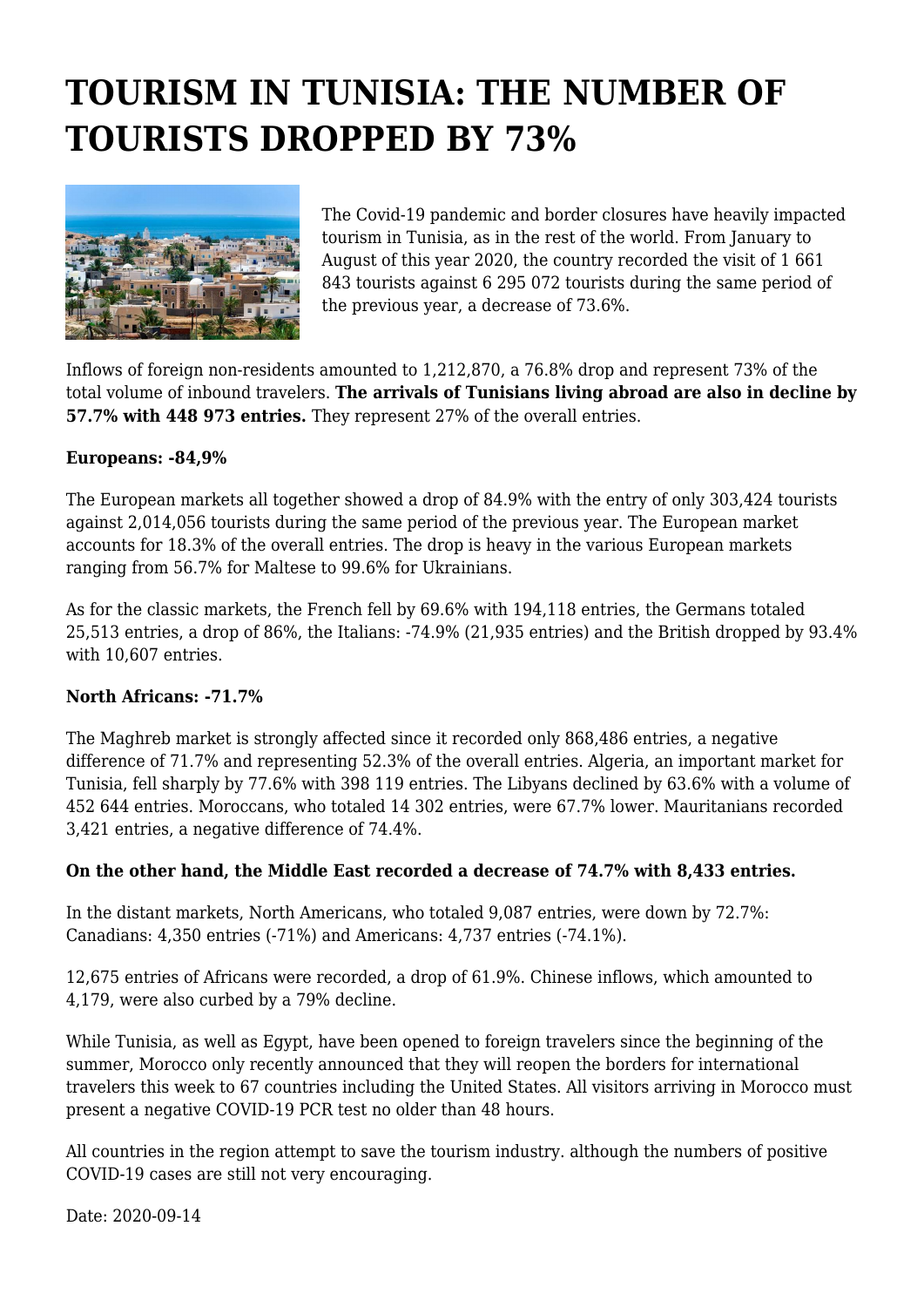# TOURISM IN TUNISIA: THE NUMBER OF TOURISTS DROPPED BY 73%

The Covid-19 pandemic and border closures have heavily impacted tourism in Tunisia, as in the rest of the world. From January to August of this year 2020, the country recorded the visit of 1 661 843 tourists against 6 295 072 tourists during the same period of the previous year, a decrease of 73.6%.

Inflows of foreign non-residents amounted to 1,212,870, a 76.8% drop and represent 73% of the total volume of inbound travelers. **The arrivals of Tunisians living abroad are also in decline by 57.7% with 448 973 entries.** They represent 27% of the overall entries.

**Europeans: -84,9%**

The European markets all together showed a drop of 84.9% with the entry of only 303,424 tourists against 2,014,056 tourists during the same period of the previous year. The European market accounts for 18.3% of the overall entries. The drop is heavy in the various European markets ranging from 56.7% for Maltese to 99.6% for Ukrainians.

As for the classic markets, the French fell by 69.6% with 194,118 entries, the Germans totaled 25,513 entries, a drop of 86%, the Italians: -74.9% (21,935 entries) and the British dropped by 93.4% with 10,607 entries.

**North Africans: -71.7%**

The Maghreb market is strongly affected since it recorded only 868,486 entries, a negative difference of 71.7% and representing 52.3% of the overall entries. Algeria, an important market for Tunisia, fell sharply by 77.6% with 398 119 entries. The Libyans declined by 63.6% with a volume of 452 644 entries. Moroccans, who totaled 14 302 entries, were 67.7% lower. Mauritanians recorded 3,421 entries, a negative difference of 74.4%.

**On the other hand, the Middle East recorded a decrease of 74.7% with 8,433 entries.**

In the distant markets, North Americans, who totaled 9,087 entries, were down by 72.7%: Canadians: 4,350 entries (-71%) and Americans: 4,737 entries (-74.1%).

12,675 entries of Africans were recorded, a drop of 61.9%. Chinese inflows, which amounted to 4,179, were also curbed by a 79% decline.

While Tunisia, as well as Egypt, have been opened to foreign travelers since the beginning of the summer, Morocco only recently announced that they will reopen the borders for international travelers this week to 67 countries including the United States. All visitors arriving in Morocco must present a negative COVID-19 PCR test no older than 48 hours.

All countries in the region attempt to save the tourism industry. although the numbers of positive COVID-19 cases are still not very encouraging.

Date: 2020-09-14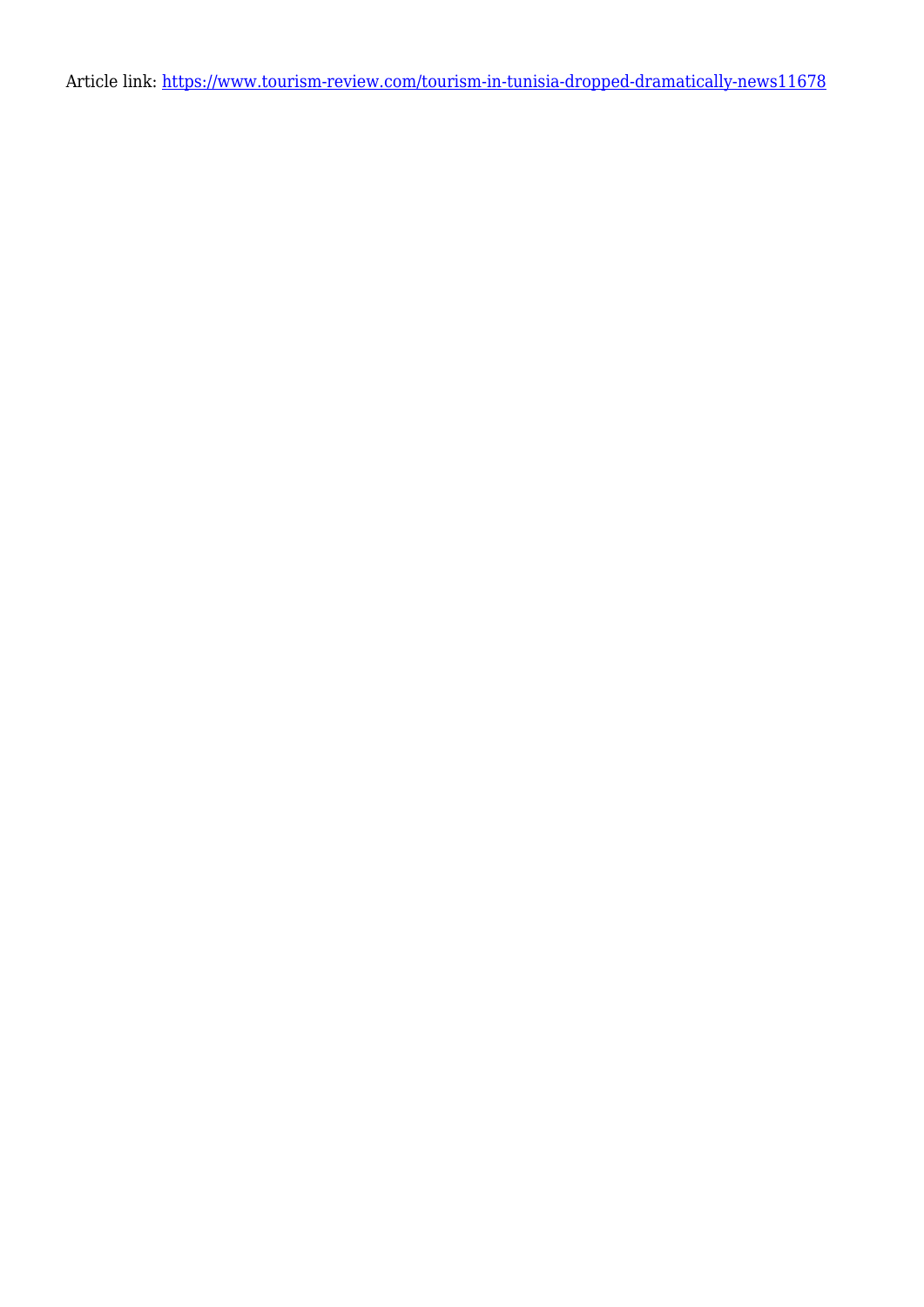Article link: [https://www.tourism-review.com/tourism-in-tunisia-dropped-dramatically-news11678](https://www.tourism-review.com/tourism-in-tunisia-dropped-dramatically-news11678)